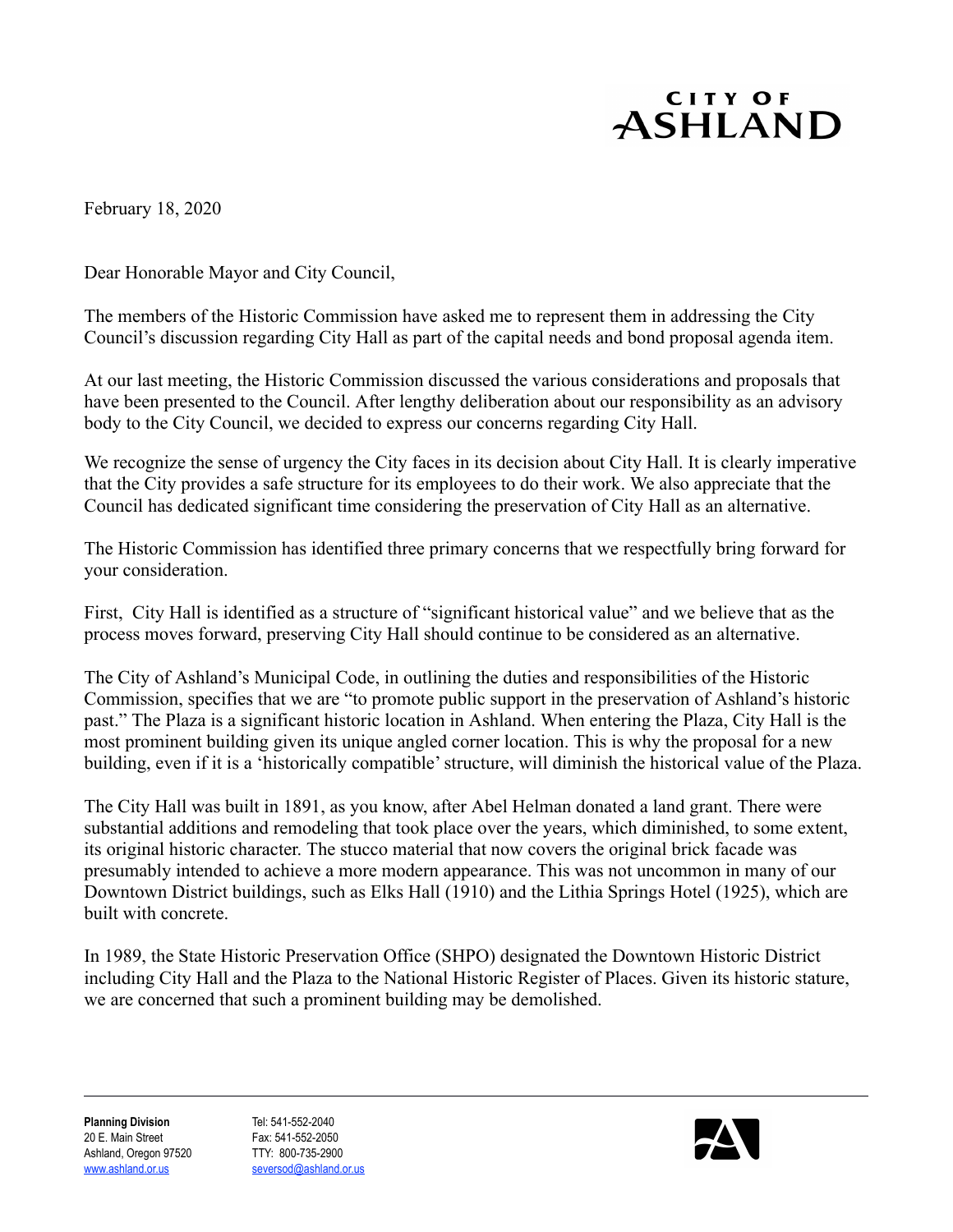# CITY OF ASHLAND

February 18, 2020

Dear Honorable Mayor and City Council,

The members of the Historic Commission have asked me to represent them in addressing the City Council's discussion regarding City Hall as part of the capital needs and bond proposal agenda item.

At our last meeting, the Historic Commission discussed the various considerations and proposals that have been presented to the Council. After lengthy deliberation about our responsibility as an advisory body to the City Council, we decided to express our concerns regarding City Hall.

We recognize the sense of urgency the City faces in its decision about City Hall. It is clearly imperative that the City provides a safe structure for its employees to do their work. We also appreciate that the Council has dedicated significant time considering the preservation of City Hall as an alternative.

The Historic Commission has identified three primary concerns that we respectfully bring forward for your consideration.

First, City Hall is identified as a structure of "significant historical value" and we believe that as the process moves forward, preserving City Hall should continue to be considered as an alternative.

The City of Ashland's Municipal Code, in outlining the duties and responsibilities of the Historic Commission, specifies that we are "to promote public support in the preservation of Ashland's historic past." The Plaza is a significant historic location in Ashland. When entering the Plaza, City Hall is the most prominent building given its unique angled corner location. This is why the proposal for a new building, even if it is a 'historically compatible' structure, will diminish the historical value of the Plaza.

The City Hall was built in 1891, as you know, after Abel Helman donated a land grant. There were substantial additions and remodeling that took place over the years, which diminished, to some extent, its original historic character. The stucco material that now covers the original brick facade was presumably intended to achieve a more modern appearance. This was not uncommon in many of our Downtown District buildings, such as Elks Hall (1910) and the Lithia Springs Hotel (1925), which are built with concrete.

In 1989, the State Historic Preservation Office (SHPO) designated the Downtown Historic District including City Hall and the Plaza to the National Historic Register of Places. Given its historic stature, we are concerned that such a prominent building may be demolished.

**Planning Division**
20 E. Main Street
Ashland, Oregon 97520
www.ashland.or.us

Tel: 541-552-2040
Fax: 541-552-2050
TTY: 800-735-2900
seversod@ashland.or.us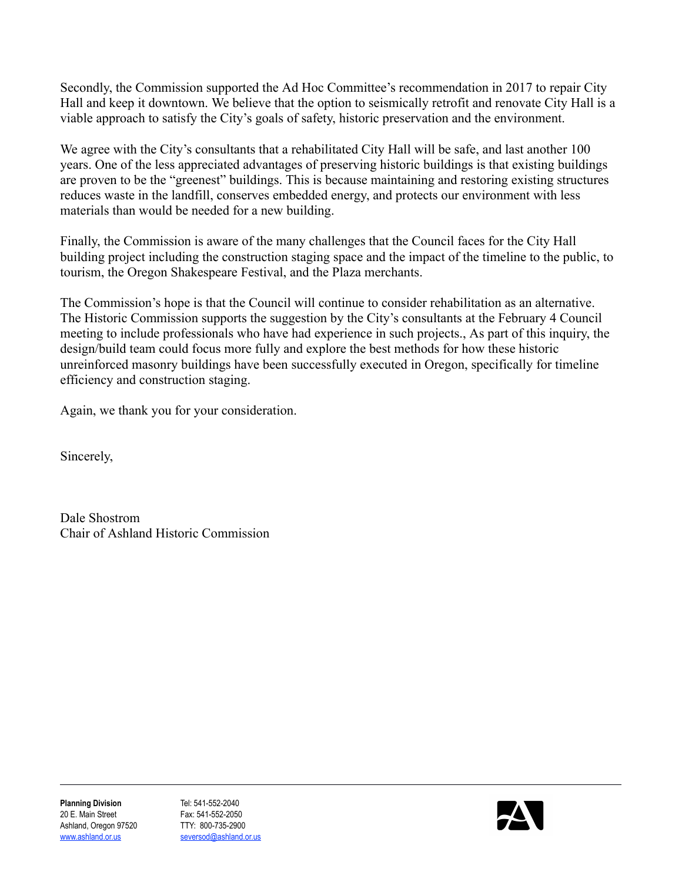Secondly, the Commission supported the Ad Hoc Committee's recommendation in 2017 to repair City Hall and keep it downtown. We believe that the option to seismically retrofit and renovate City Hall is a viable approach to satisfy the City's goals of safety, historic preservation and the environment.

We agree with the City's consultants that a rehabilitated City Hall will be safe, and last another 100 years. One of the less appreciated advantages of preserving historic buildings is that existing buildings are proven to be the "greenest" buildings. This is because maintaining and restoring existing structures reduces waste in the landfill, conserves embedded energy, and protects our environment with less materials than would be needed for a new building.

Finally, the Commission is aware of the many challenges that the Council faces for the City Hall building project including the construction staging space and the impact of the timeline to the public, to tourism, the Oregon Shakespeare Festival, and the Plaza merchants.

The Commission's hope is that the Council will continue to consider rehabilitation as an alternative. The Historic Commission supports the suggestion by the City's consultants at the February 4 Council meeting to include professionals who have had experience in such projects., As part of this inquiry, the design/build team could focus more fully and explore the best methods for how these historic unreinforced masonry buildings have been successfully executed in Oregon, specifically for timeline efficiency and construction staging.

Again, we thank you for your consideration.

Sincerely,

Dale Shostrom
Chair of Ashland Historic Commission

**Planning Division**
20 E. Main Street
Ashland, Oregon 97520
www.ashland.or.us

Tel: 541-552-2040
Fax: 541-552-2050
TTY: 800-735-2900
seversod@ashland.or.us